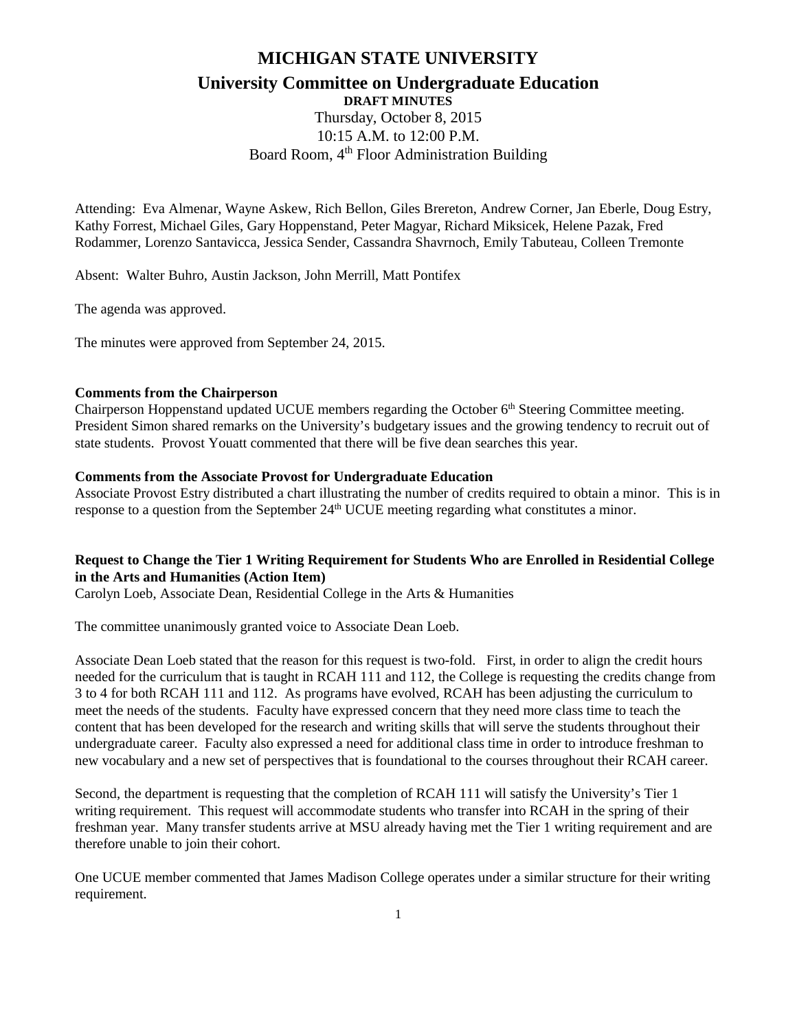# MICHIGAN STATE UNIVERSITY

## University Committee on Undergraduate Education

**DRAFT MINUTES**

Thursday, October 8, 2015
10:15 A.M. to 12:00 P.M.
Board Room, 4th Floor Administration Building

Attending: Eva Almenar, Wayne Askew, Rich Bellon, Giles Brereton, Andrew Corner, Jan Eberle, Doug Estry, Kathy Forrest, Michael Giles, Gary Hoppenstand, Peter Magyar, Richard Miksicek, Helene Pazak, Fred Rodammer, Lorenzo Santavicca, Jessica Sender, Cassandra Shavrnoch, Emily Tabuteau, Colleen Tremonte

Absent: Walter Buhro, Austin Jackson, John Merrill, Matt Pontifex

The agenda was approved.

The minutes were approved from September 24, 2015.

**Comments from the Chairperson**

Chairperson Hoppenstand updated UCUE members regarding the October 6th Steering Committee meeting. President Simon shared remarks on the University's budgetary issues and the growing tendency to recruit out of state students. Provost Youatt commented that there will be five dean searches this year.

**Comments from the Associate Provost for Undergraduate Education**

Associate Provost Estry distributed a chart illustrating the number of credits required to obtain a minor. This is in response to a question from the September 24th UCUE meeting regarding what constitutes a minor.

**Request to Change the Tier 1 Writing Requirement for Students Who are Enrolled in Residential College in the Arts and Humanities (Action Item)**

Carolyn Loeb, Associate Dean, Residential College in the Arts & Humanities

The committee unanimously granted voice to Associate Dean Loeb.

Associate Dean Loeb stated that the reason for this request is two-fold. First, in order to align the credit hours needed for the curriculum that is taught in RCAH 111 and 112, the College is requesting the credits change from 3 to 4 for both RCAH 111 and 112. As programs have evolved, RCAH has been adjusting the curriculum to meet the needs of the students. Faculty have expressed concern that they need more class time to teach the content that has been developed for the research and writing skills that will serve the students throughout their undergraduate career. Faculty also expressed a need for additional class time in order to introduce freshman to new vocabulary and a new set of perspectives that is foundational to the courses throughout their RCAH career.

Second, the department is requesting that the completion of RCAH 111 will satisfy the University's Tier 1 writing requirement. This request will accommodate students who transfer into RCAH in the spring of their freshman year. Many transfer students arrive at MSU already having met the Tier 1 writing requirement and are therefore unable to join their cohort.

One UCUE member commented that James Madison College operates under a similar structure for their writing requirement.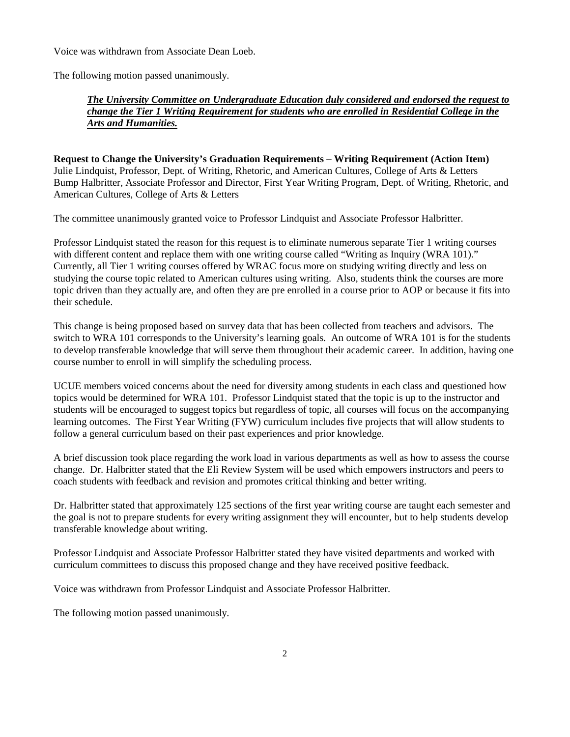Voice was withdrawn from Associate Dean Loeb.

The following motion passed unanimously.

> ***The University Committee on Undergraduate Education duly considered and endorsed the request to change the Tier 1 Writing Requirement for students who are enrolled in Residential College in the Arts and Humanities.***

**Request to Change the University's Graduation Requirements – Writing Requirement (Action Item)**
Julie Lindquist, Professor, Dept. of Writing, Rhetoric, and American Cultures, College of Arts & Letters
Bump Halbritter, Associate Professor and Director, First Year Writing Program, Dept. of Writing, Rhetoric, and American Cultures, College of Arts & Letters

The committee unanimously granted voice to Professor Lindquist and Associate Professor Halbritter.

Professor Lindquist stated the reason for this request is to eliminate numerous separate Tier 1 writing courses with different content and replace them with one writing course called "Writing as Inquiry (WRA 101)." Currently, all Tier 1 writing courses offered by WRAC focus more on studying writing directly and less on studying the course topic related to American cultures using writing. Also, students think the courses are more topic driven than they actually are, and often they are pre enrolled in a course prior to AOP or because it fits into their schedule.

This change is being proposed based on survey data that has been collected from teachers and advisors. The switch to WRA 101 corresponds to the University's learning goals. An outcome of WRA 101 is for the students to develop transferable knowledge that will serve them throughout their academic career. In addition, having one course number to enroll in will simplify the scheduling process.

UCUE members voiced concerns about the need for diversity among students in each class and questioned how topics would be determined for WRA 101. Professor Lindquist stated that the topic is up to the instructor and students will be encouraged to suggest topics but regardless of topic, all courses will focus on the accompanying learning outcomes. The First Year Writing (FYW) curriculum includes five projects that will allow students to follow a general curriculum based on their past experiences and prior knowledge.

A brief discussion took place regarding the work load in various departments as well as how to assess the course change. Dr. Halbritter stated that the Eli Review System will be used which empowers instructors and peers to coach students with feedback and revision and promotes critical thinking and better writing.

Dr. Halbritter stated that approximately 125 sections of the first year writing course are taught each semester and the goal is not to prepare students for every writing assignment they will encounter, but to help students develop transferable knowledge about writing.

Professor Lindquist and Associate Professor Halbritter stated they have visited departments and worked with curriculum committees to discuss this proposed change and they have received positive feedback.

Voice was withdrawn from Professor Lindquist and Associate Professor Halbritter.

The following motion passed unanimously.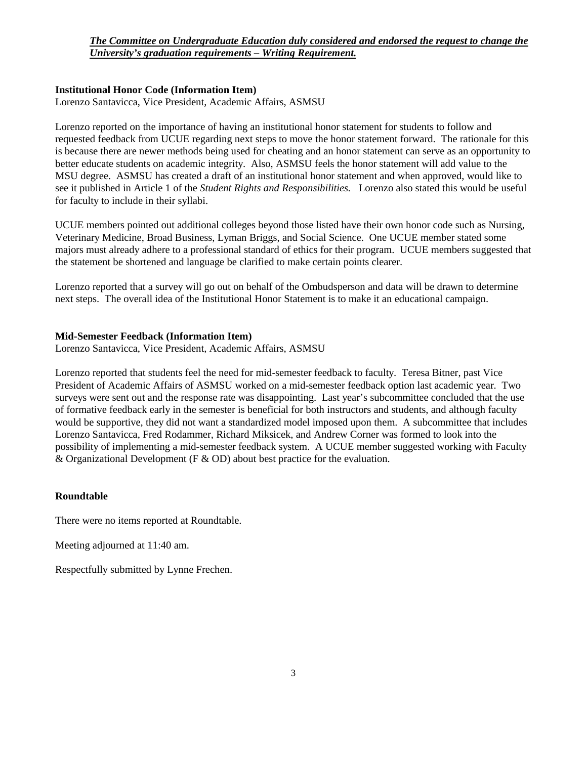***The Committee on Undergraduate Education duly considered and endorsed the request to change the University's graduation requirements – Writing Requirement.***

**Institutional Honor Code (Information Item)**
Lorenzo Santavicca, Vice President, Academic Affairs, ASMSU

Lorenzo reported on the importance of having an institutional honor statement for students to follow and requested feedback from UCUE regarding next steps to move the honor statement forward. The rationale for this is because there are newer methods being used for cheating and an honor statement can serve as an opportunity to better educate students on academic integrity. Also, ASMSU feels the honor statement will add value to the MSU degree. ASMSU has created a draft of an institutional honor statement and when approved, would like to see it published in Article 1 of the *Student Rights and Responsibilities.* Lorenzo also stated this would be useful for faculty to include in their syllabi.

UCUE members pointed out additional colleges beyond those listed have their own honor code such as Nursing, Veterinary Medicine, Broad Business, Lyman Briggs, and Social Science. One UCUE member stated some majors must already adhere to a professional standard of ethics for their program. UCUE members suggested that the statement be shortened and language be clarified to make certain points clearer.

Lorenzo reported that a survey will go out on behalf of the Ombudsperson and data will be drawn to determine next steps. The overall idea of the Institutional Honor Statement is to make it an educational campaign.

**Mid-Semester Feedback (Information Item)**
Lorenzo Santavicca, Vice President, Academic Affairs, ASMSU

Lorenzo reported that students feel the need for mid-semester feedback to faculty. Teresa Bitner, past Vice President of Academic Affairs of ASMSU worked on a mid-semester feedback option last academic year. Two surveys were sent out and the response rate was disappointing. Last year's subcommittee concluded that the use of formative feedback early in the semester is beneficial for both instructors and students, and although faculty would be supportive, they did not want a standardized model imposed upon them. A subcommittee that includes Lorenzo Santavicca, Fred Rodammer, Richard Miksicek, and Andrew Corner was formed to look into the possibility of implementing a mid-semester feedback system. A UCUE member suggested working with Faculty & Organizational Development (F & OD) about best practice for the evaluation.

**Roundtable**

There were no items reported at Roundtable.

Meeting adjourned at 11:40 am.

Respectfully submitted by Lynne Frechen.